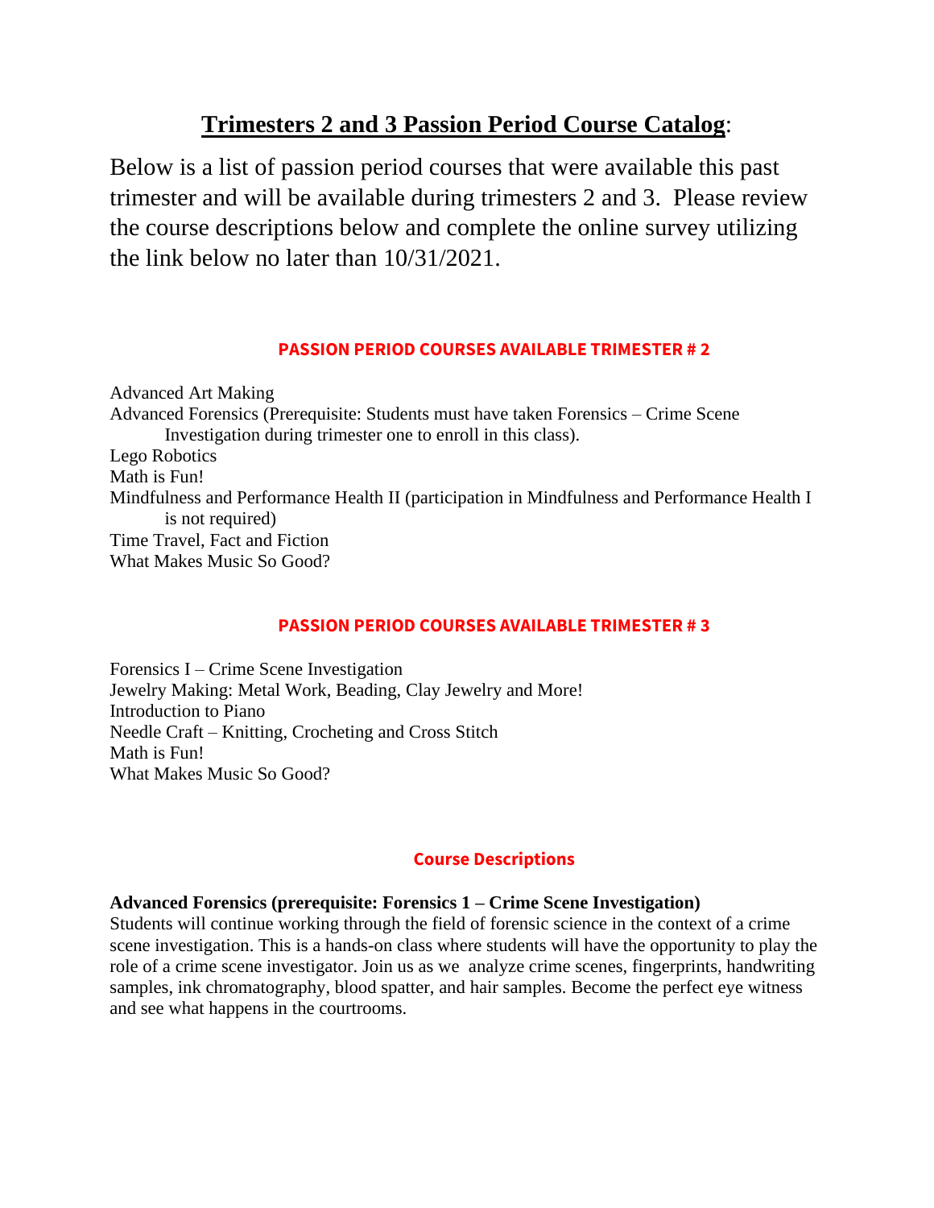# **Trimesters 2 and 3 Passion Period Course Catalog**:

Below is a list of passion period courses that were available this past trimester and will be available during trimesters 2 and 3. Please review the course descriptions below and complete the online survey utilizing the link below no later than 10/31/2021.

## PASSION PERIOD COURSES AVAILABLE TRIMESTER # 2

Advanced Art Making
Advanced Forensics (Prerequisite: Students must have taken Forensics – Crime Scene Investigation during trimester one to enroll in this class).
Lego Robotics
Math is Fun!
Mindfulness and Performance Health II (participation in Mindfulness and Performance Health I is not required)
Time Travel, Fact and Fiction
What Makes Music So Good?

## PASSION PERIOD COURSES AVAILABLE TRIMESTER # 3

Forensics I – Crime Scene Investigation
Jewelry Making: Metal Work, Beading, Clay Jewelry and More!
Introduction to Piano
Needle Craft – Knitting, Crocheting and Cross Stitch
Math is Fun!
What Makes Music So Good?

## Course Descriptions

**Advanced Forensics (prerequisite: Forensics 1 – Crime Scene Investigation)**
Students will continue working through the field of forensic science in the context of a crime scene investigation. This is a hands-on class where students will have the opportunity to play the role of a crime scene investigator. Join us as we analyze crime scenes, fingerprints, handwriting samples, ink chromatography, blood spatter, and hair samples. Become the perfect eye witness and see what happens in the courtrooms.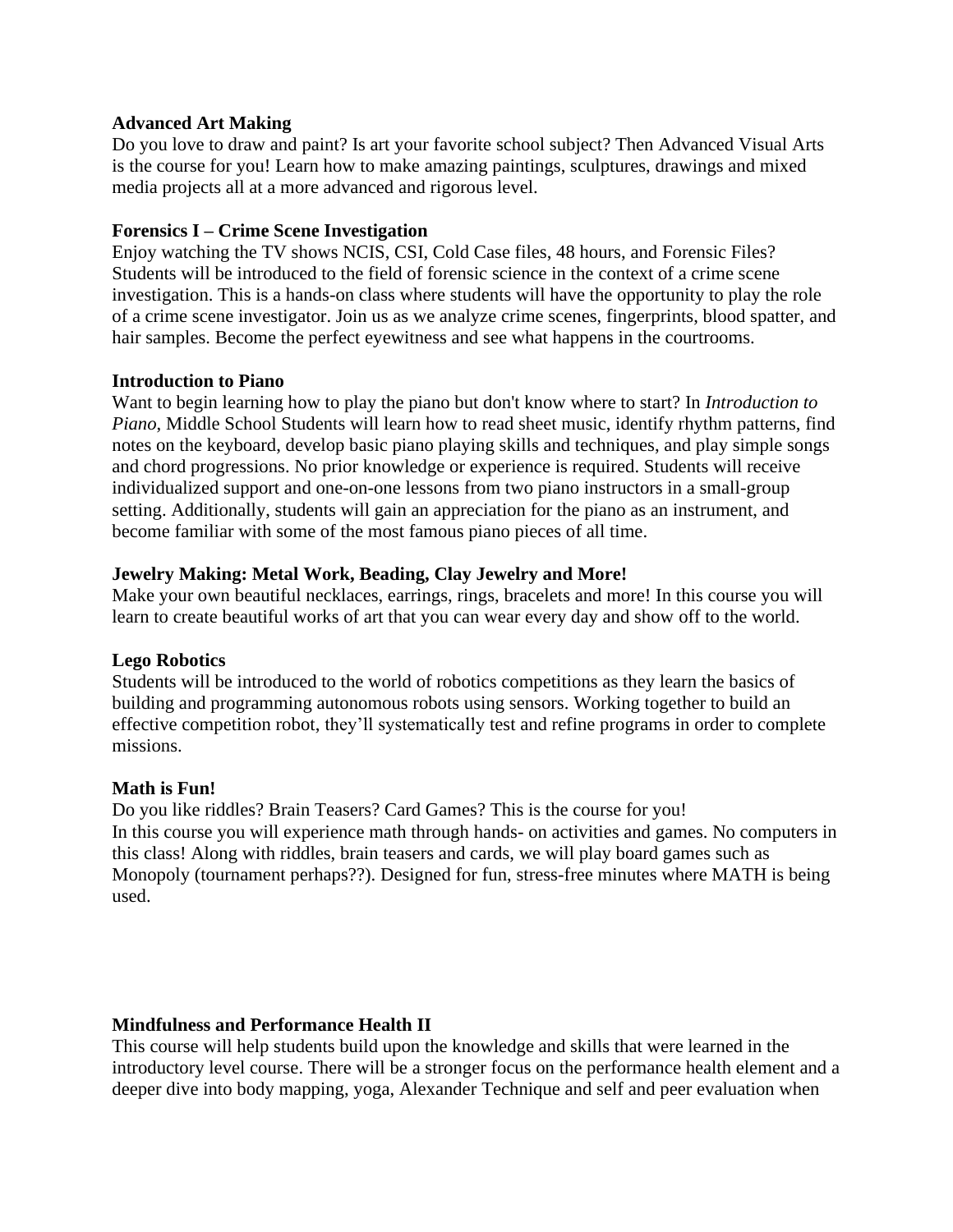**Advanced Art Making**

Do you love to draw and paint? Is art your favorite school subject? Then Advanced Visual Arts is the course for you! Learn how to make amazing paintings, sculptures, drawings and mixed media projects all at a more advanced and rigorous level.

**Forensics I – Crime Scene Investigation**

Enjoy watching the TV shows NCIS, CSI, Cold Case files, 48 hours, and Forensic Files? Students will be introduced to the field of forensic science in the context of a crime scene investigation. This is a hands-on class where students will have the opportunity to play the role of a crime scene investigator. Join us as we analyze crime scenes, fingerprints, blood spatter, and hair samples. Become the perfect eyewitness and see what happens in the courtrooms.

**Introduction to Piano**

Want to begin learning how to play the piano but don't know where to start? In *Introduction to Piano*, Middle School Students will learn how to read sheet music, identify rhythm patterns, find notes on the keyboard, develop basic piano playing skills and techniques, and play simple songs and chord progressions. No prior knowledge or experience is required. Students will receive individualized support and one-on-one lessons from two piano instructors in a small-group setting. Additionally, students will gain an appreciation for the piano as an instrument, and become familiar with some of the most famous piano pieces of all time.

**Jewelry Making: Metal Work, Beading, Clay Jewelry and More!**

Make your own beautiful necklaces, earrings, rings, bracelets and more! In this course you will learn to create beautiful works of art that you can wear every day and show off to the world.

**Lego Robotics**

Students will be introduced to the world of robotics competitions as they learn the basics of building and programming autonomous robots using sensors. Working together to build an effective competition robot, they'll systematically test and refine programs in order to complete missions.

**Math is Fun!**

Do you like riddles? Brain Teasers? Card Games? This is the course for you!
In this course you will experience math through hands- on activities and games. No computers in this class! Along with riddles, brain teasers and cards, we will play board games such as Monopoly (tournament perhaps??). Designed for fun, stress-free minutes where MATH is being used.

**Mindfulness and Performance Health II**

This course will help students build upon the knowledge and skills that were learned in the introductory level course. There will be a stronger focus on the performance health element and a deeper dive into body mapping, yoga, Alexander Technique and self and peer evaluation when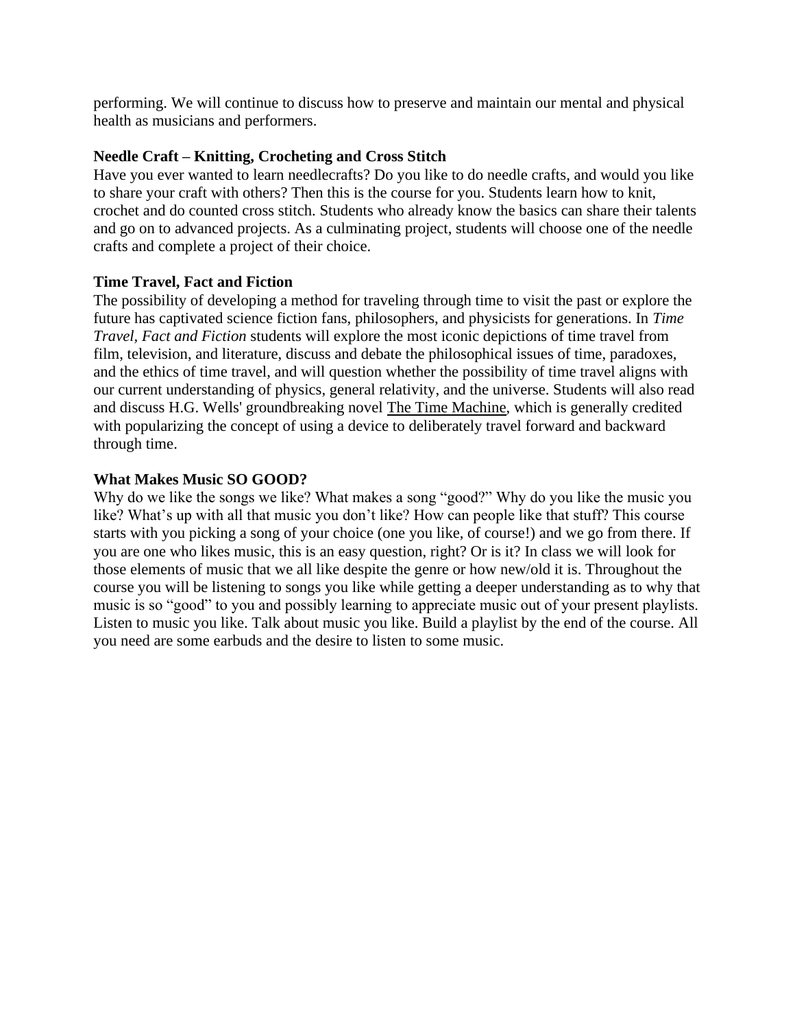performing. We will continue to discuss how to preserve and maintain our mental and physical health as musicians and performers.

**Needle Craft – Knitting, Crocheting and Cross Stitch**

Have you ever wanted to learn needlecrafts? Do you like to do needle crafts, and would you like to share your craft with others? Then this is the course for you. Students learn how to knit, crochet and do counted cross stitch. Students who already know the basics can share their talents and go on to advanced projects. As a culminating project, students will choose one of the needle crafts and complete a project of their choice.

**Time Travel, Fact and Fiction**

The possibility of developing a method for traveling through time to visit the past or explore the future has captivated science fiction fans, philosophers, and physicists for generations. In *Time Travel, Fact and Fiction* students will explore the most iconic depictions of time travel from film, television, and literature, discuss and debate the philosophical issues of time, paradoxes, and the ethics of time travel, and will question whether the possibility of time travel aligns with our current understanding of physics, general relativity, and the universe. Students will also read and discuss H.G. Wells' groundbreaking novel The Time Machine, which is generally credited with popularizing the concept of using a device to deliberately travel forward and backward through time.

**What Makes Music SO GOOD?**

Why do we like the songs we like? What makes a song "good?" Why do you like the music you like? What's up with all that music you don't like? How can people like that stuff? This course starts with you picking a song of your choice (one you like, of course!) and we go from there. If you are one who likes music, this is an easy question, right? Or is it? In class we will look for those elements of music that we all like despite the genre or how new/old it is. Throughout the course you will be listening to songs you like while getting a deeper understanding as to why that music is so "good" to you and possibly learning to appreciate music out of your present playlists. Listen to music you like. Talk about music you like. Build a playlist by the end of the course. All you need are some earbuds and the desire to listen to some music.